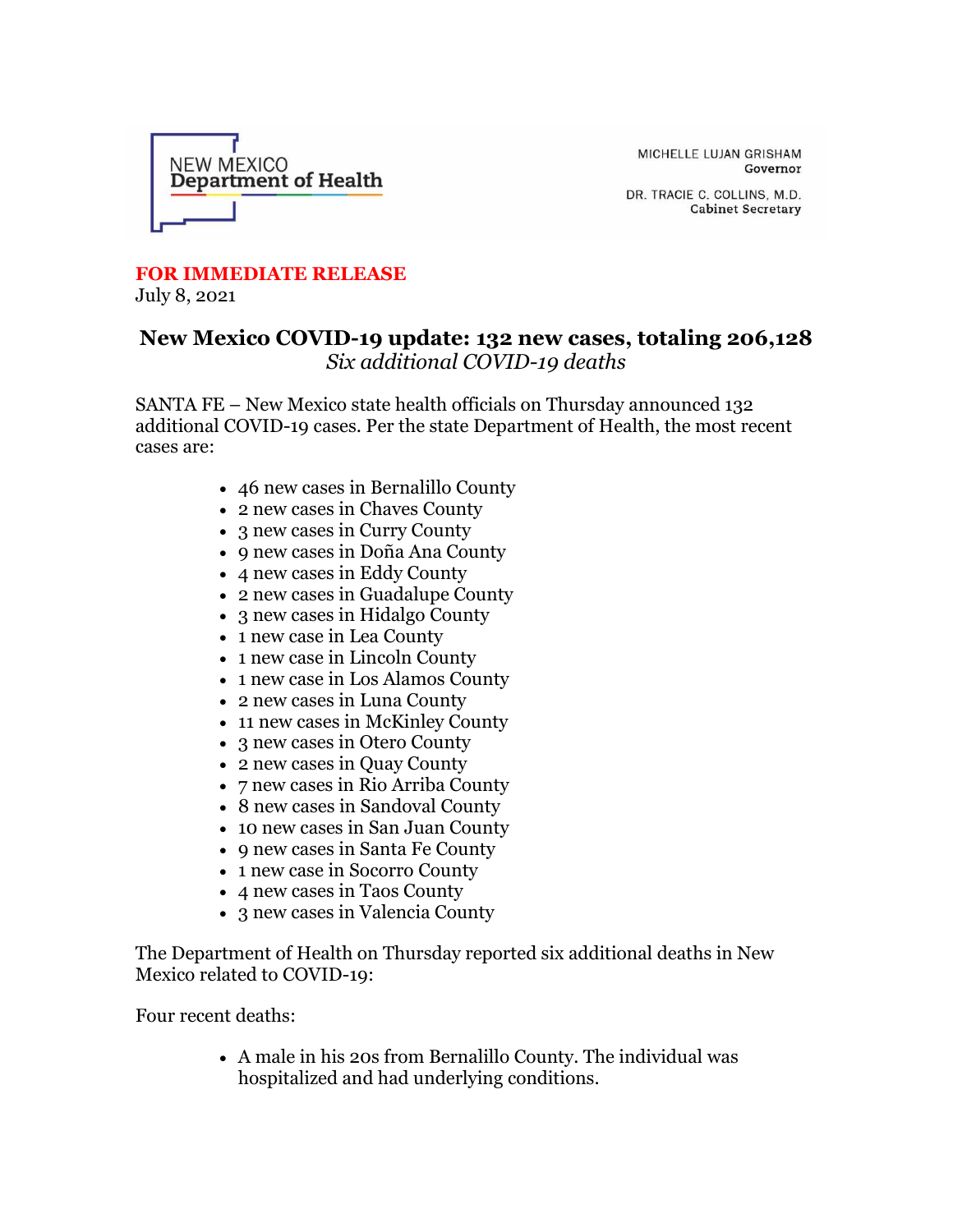NEW MEXICO
**Department of Health**

MICHELLE LUJAN GRISHAM
Governor

DR. TRACIE C. COLLINS, M.D.
Cabinet Secretary

**FOR IMMEDIATE RELEASE**
July 8, 2021

## New Mexico COVID-19 update: 132 new cases, totaling 206,128
*Six additional COVID-19 deaths*

SANTA FE – New Mexico state health officials on Thursday announced 132 additional COVID-19 cases. Per the state Department of Health, the most recent cases are:

- 46 new cases in Bernalillo County
- 2 new cases in Chaves County
- 3 new cases in Curry County
- 9 new cases in Doña Ana County
- 4 new cases in Eddy County
- 2 new cases in Guadalupe County
- 3 new cases in Hidalgo County
- 1 new case in Lea County
- 1 new case in Lincoln County
- 1 new case in Los Alamos County
- 2 new cases in Luna County
- 11 new cases in McKinley County
- 3 new cases in Otero County
- 2 new cases in Quay County
- 7 new cases in Rio Arriba County
- 8 new cases in Sandoval County
- 10 new cases in San Juan County
- 9 new cases in Santa Fe County
- 1 new case in Socorro County
- 4 new cases in Taos County
- 3 new cases in Valencia County

The Department of Health on Thursday reported six additional deaths in New Mexico related to COVID-19:

Four recent deaths:

- A male in his 20s from Bernalillo County. The individual was hospitalized and had underlying conditions.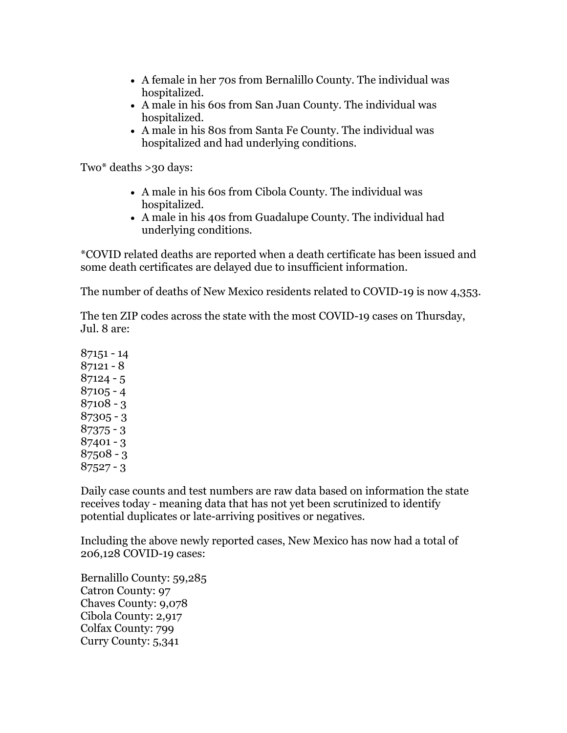- A female in her 70s from Bernalillo County. The individual was hospitalized.
- A male in his 60s from San Juan County. The individual was hospitalized.
- A male in his 80s from Santa Fe County. The individual was hospitalized and had underlying conditions.

Two* deaths >30 days:

- A male in his 60s from Cibola County. The individual was hospitalized.
- A male in his 40s from Guadalupe County. The individual had underlying conditions.

*COVID related deaths are reported when a death certificate has been issued and some death certificates are delayed due to insufficient information.

The number of deaths of New Mexico residents related to COVID-19 is now 4,353.

The ten ZIP codes across the state with the most COVID-19 cases on Thursday, Jul. 8 are:

87151 - 14
87121 - 8
87124 - 5
87105 - 4
87108 - 3
87305 - 3
87375 - 3
87401 - 3
87508 - 3
87527 - 3

Daily case counts and test numbers are raw data based on information the state receives today - meaning data that has not yet been scrutinized to identify potential duplicates or late-arriving positives or negatives.

Including the above newly reported cases, New Mexico has now had a total of 206,128 COVID-19 cases:

Bernalillo County: 59,285
Catron County: 97
Chaves County: 9,078
Cibola County: 2,917
Colfax County: 799
Curry County: 5,341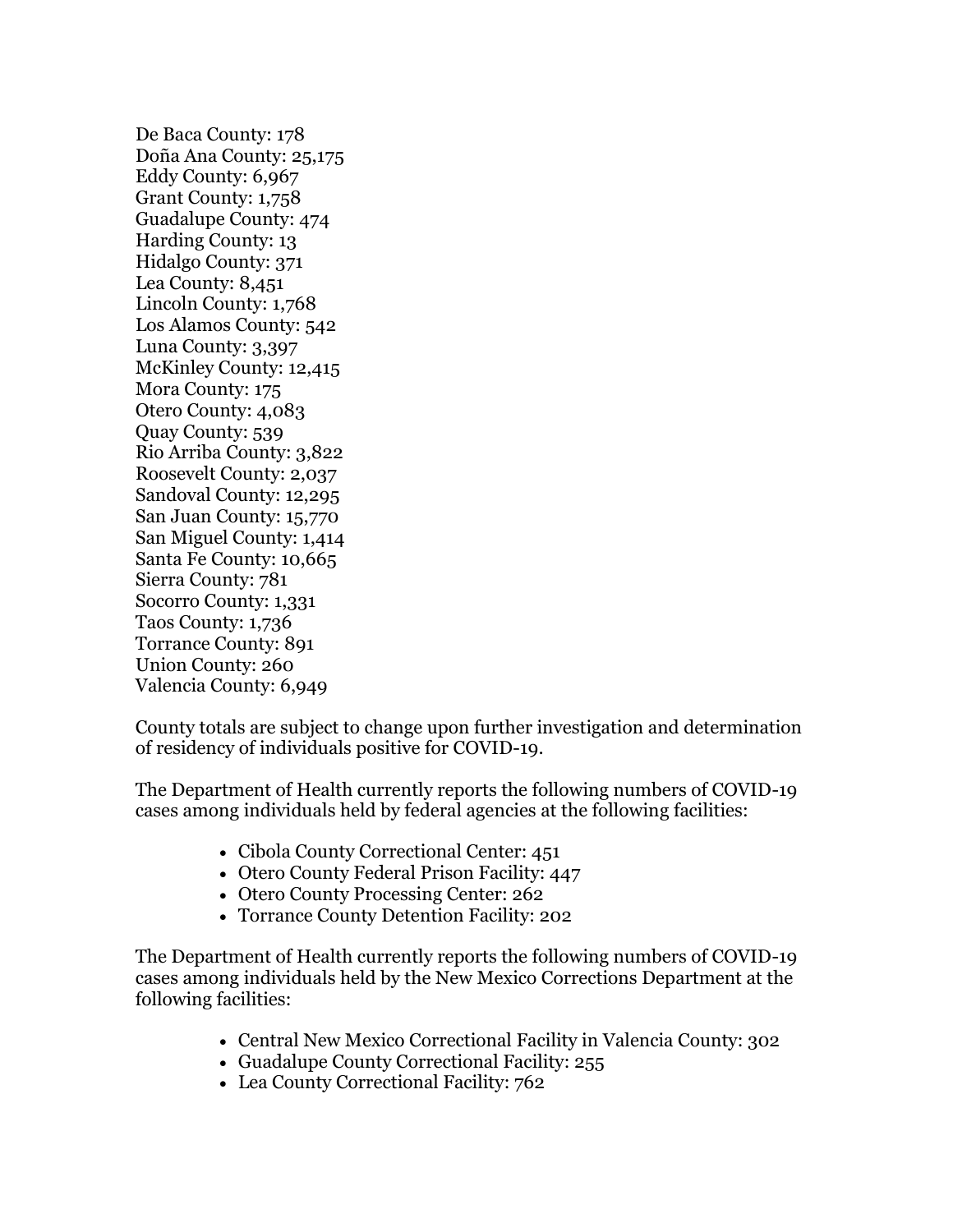De Baca County: 178
Doña Ana County: 25,175
Eddy County: 6,967
Grant County: 1,758
Guadalupe County: 474
Harding County: 13
Hidalgo County: 371
Lea County: 8,451
Lincoln County: 1,768
Los Alamos County: 542
Luna County: 3,397
McKinley County: 12,415
Mora County: 175
Otero County: 4,083
Quay County: 539
Rio Arriba County: 3,822
Roosevelt County: 2,037
Sandoval County: 12,295
San Juan County: 15,770
San Miguel County: 1,414
Santa Fe County: 10,665
Sierra County: 781
Socorro County: 1,331
Taos County: 1,736
Torrance County: 891
Union County: 260
Valencia County: 6,949

County totals are subject to change upon further investigation and determination of residency of individuals positive for COVID-19.

The Department of Health currently reports the following numbers of COVID-19 cases among individuals held by federal agencies at the following facilities:

- Cibola County Correctional Center: 451
- Otero County Federal Prison Facility: 447
- Otero County Processing Center: 262
- Torrance County Detention Facility: 202

The Department of Health currently reports the following numbers of COVID-19 cases among individuals held by the New Mexico Corrections Department at the following facilities:

- Central New Mexico Correctional Facility in Valencia County: 302
- Guadalupe County Correctional Facility: 255
- Lea County Correctional Facility: 762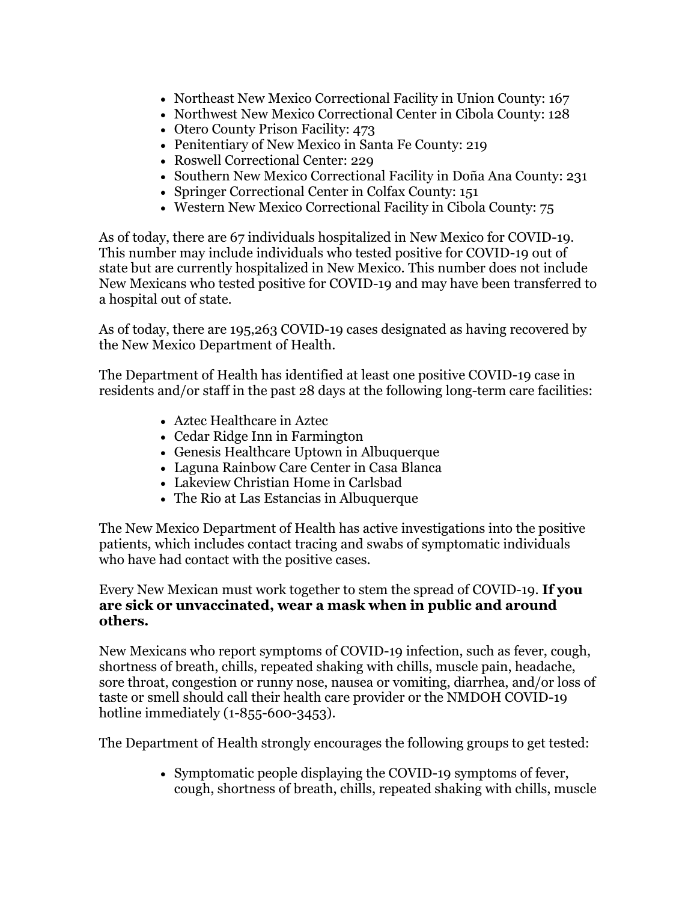- Northeast New Mexico Correctional Facility in Union County: 167
- Northwest New Mexico Correctional Center in Cibola County: 128
- Otero County Prison Facility: 473
- Penitentiary of New Mexico in Santa Fe County: 219
- Roswell Correctional Center: 229
- Southern New Mexico Correctional Facility in Doña Ana County: 231
- Springer Correctional Center in Colfax County: 151
- Western New Mexico Correctional Facility in Cibola County: 75

As of today, there are 67 individuals hospitalized in New Mexico for COVID-19. This number may include individuals who tested positive for COVID-19 out of state but are currently hospitalized in New Mexico. This number does not include New Mexicans who tested positive for COVID-19 and may have been transferred to a hospital out of state.

As of today, there are 195,263 COVID-19 cases designated as having recovered by the New Mexico Department of Health.

The Department of Health has identified at least one positive COVID-19 case in residents and/or staff in the past 28 days at the following long-term care facilities:

- Aztec Healthcare in Aztec
- Cedar Ridge Inn in Farmington
- Genesis Healthcare Uptown in Albuquerque
- Laguna Rainbow Care Center in Casa Blanca
- Lakeview Christian Home in Carlsbad
- The Rio at Las Estancias in Albuquerque

The New Mexico Department of Health has active investigations into the positive patients, which includes contact tracing and swabs of symptomatic individuals who have had contact with the positive cases.

Every New Mexican must work together to stem the spread of COVID-19. **If you are sick or unvaccinated, wear a mask when in public and around others.**

New Mexicans who report symptoms of COVID-19 infection, such as fever, cough, shortness of breath, chills, repeated shaking with chills, muscle pain, headache, sore throat, congestion or runny nose, nausea or vomiting, diarrhea, and/or loss of taste or smell should call their health care provider or the NMDOH COVID-19 hotline immediately (1-855-600-3453).

The Department of Health strongly encourages the following groups to get tested:

- Symptomatic people displaying the COVID-19 symptoms of fever, cough, shortness of breath, chills, repeated shaking with chills, muscle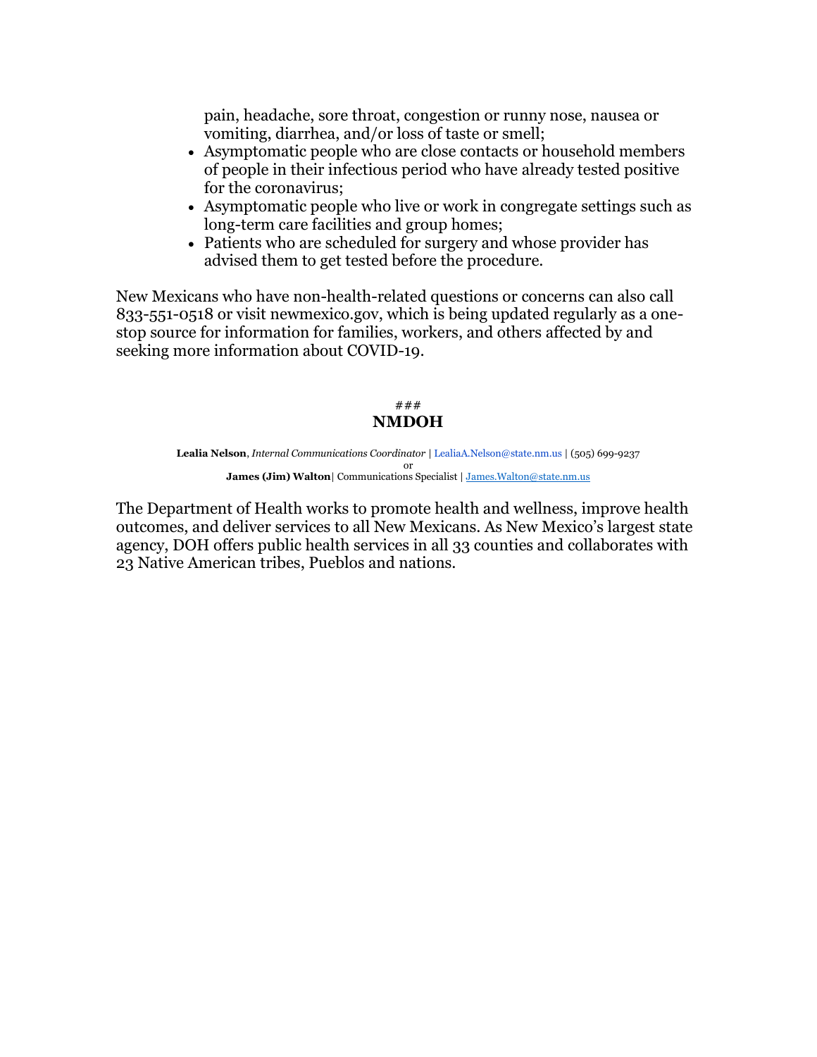pain, headache, sore throat, congestion or runny nose, nausea or vomiting, diarrhea, and/or loss of taste or smell;

- Asymptomatic people who are close contacts or household members of people in their infectious period who have already tested positive for the coronavirus;
- Asymptomatic people who live or work in congregate settings such as long-term care facilities and group homes;
- Patients who are scheduled for surgery and whose provider has advised them to get tested before the procedure.

New Mexicans who have non-health-related questions or concerns can also call 833-551-0518 or visit newmexico.gov, which is being updated regularly as a one-stop source for information for families, workers, and others affected by and seeking more information about COVID-19.

###

**NMDOH**

**Lealia Nelson**, *Internal Communications Coordinator* | LealiaA.Nelson@state.nm.us | (505) 699-9237
or
**James (Jim) Walton**| Communications Specialist | James.Walton@state.nm.us

The Department of Health works to promote health and wellness, improve health outcomes, and deliver services to all New Mexicans. As New Mexico's largest state agency, DOH offers public health services in all 33 counties and collaborates with 23 Native American tribes, Pueblos and nations.